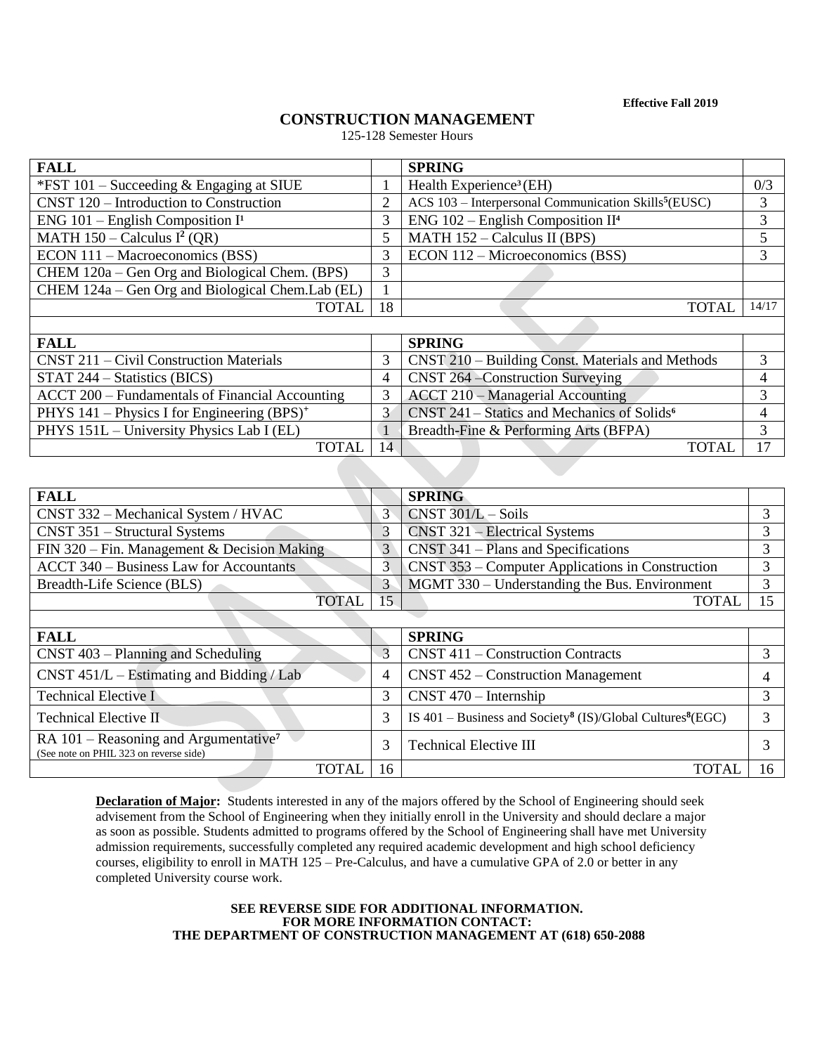**Effective Fall 2019**

# CONSTRUCTION MANAGEMENT

125-128 Semester Hours

| FALL | | SPRING | |
|---|---|---|---|
| *FST 101 – Succeeding & Engaging at SIUE | 1 | Health Experience[3] (EH) | 0/3 |
| CNST 120 – Introduction to Construction | 2 | ACS 103 – Interpersonal Communication Skills[5] (EUSC) | 3 |
| ENG 101 – English Composition I[1] | 3 | ENG 102 – English Composition II[4] | 3 |
| MATH 150 – Calculus I[2] (QR) | 5 | MATH 152 – Calculus II (BPS) | 5 |
| ECON 111 – Macroeconomics (BSS) | 3 | ECON 112 – Microeconomics (BSS) | 3 |
| CHEM 120a – Gen Org and Biological Chem. (BPS) | 3 | | |
| CHEM 124a – Gen Org and Biological Chem.Lab (EL) | 1 | | |
| TOTAL | 18 | TOTAL | 14/17 |

| FALL | | SPRING | |
|---|---|---|---|
| CNST 211 – Civil Construction Materials | 3 | CNST 210 – Building Const. Materials and Methods | 3 |
| STAT 244 – Statistics (BICS) | 4 | CNST 264 –Construction Surveying | 4 |
| ACCT 200 – Fundamentals of Financial Accounting | 3 | ACCT 210 – Managerial Accounting | 3 |
| PHYS 141 – Physics I for Engineering (BPS)[+] | 3 | CNST 241 – Statics and Mechanics of Solids[6] | 4 |
| PHYS 151L – University Physics Lab I (EL) | 1 | Breadth-Fine & Performing Arts (BFPA) | 3 |
| TOTAL | 14 | TOTAL | 17 |

| FALL | | SPRING | |
|---|---|---|---|
| CNST 332 – Mechanical System / HVAC | 3 | CNST 301/L – Soils | 3 |
| CNST 351 – Structural Systems | 3 | CNST 321 – Electrical Systems | 3 |
| FIN 320 – Fin. Management & Decision Making | 3 | CNST 341 – Plans and Specifications | 3 |
| ACCT 340 – Business Law for Accountants | 3 | CNST 353 – Computer Applications in Construction | 3 |
| Breadth-Life Science (BLS) | 3 | MGMT 330 – Understanding the Bus. Environment | 3 |
| TOTAL | 15 | TOTAL | 15 |

| FALL | | SPRING | |
|---|---|---|---|
| CNST 403 – Planning and Scheduling | 3 | CNST 411 – Construction Contracts | 3 |
| CNST 451/L – Estimating and Bidding / Lab | 4 | CNST 452 – Construction Management | 4 |
| Technical Elective I | 3 | CNST 470 – Internship | 3 |
| Technical Elective II | 3 | IS 401 – Business and Society[8] (IS)/Global Cultures[8] (EGC) | 3 |
| RA 101 – Reasoning and Argumentative[7] (See note on PHIL 323 on reverse side) | 3 | Technical Elective III | 3 |
| TOTAL | 16 | TOTAL | 16 |

**Declaration of Major:** Students interested in any of the majors offered by the School of Engineering should seek advisement from the School of Engineering when they initially enroll in the University and should declare a major as soon as possible. Students admitted to programs offered by the School of Engineering shall have met University admission requirements, successfully completed any required academic development and high school deficiency courses, eligibility to enroll in MATH 125 – Pre-Calculus, and have a cumulative GPA of 2.0 or better in any completed University course work.

**SEE REVERSE SIDE FOR ADDITIONAL INFORMATION.**
**FOR MORE INFORMATION CONTACT:**
**THE DEPARTMENT OF CONSTRUCTION MANAGEMENT AT (618) 650-2088**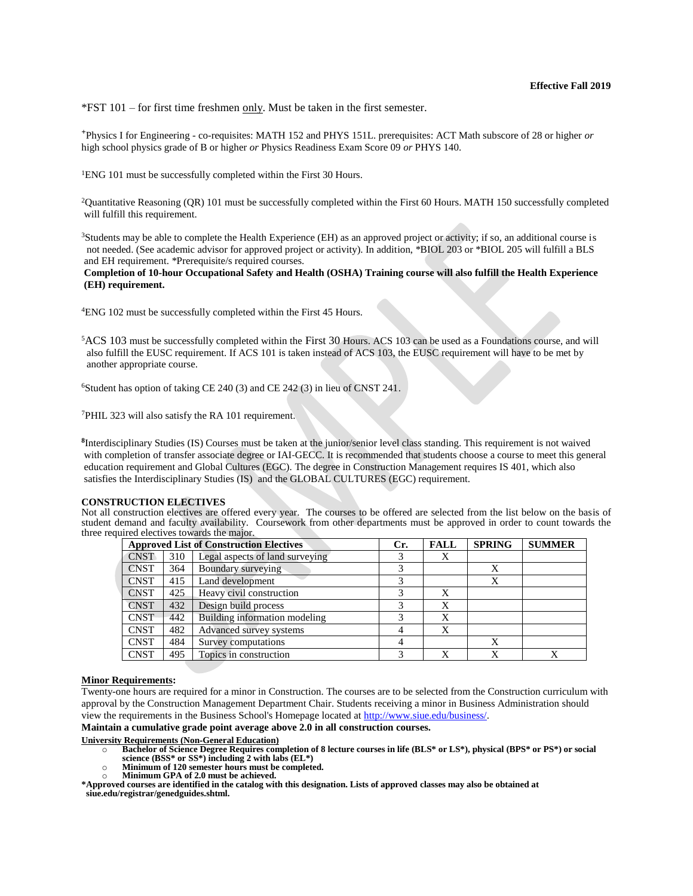**Effective Fall 2019**

*FST 101 – for first time freshmen only. Must be taken in the first semester.

+Physics I for Engineering - co-requisites: MATH 152 and PHYS 151L. prerequisites: ACT Math subscore of 28 or higher *or* high school physics grade of B or higher *or* Physics Readiness Exam Score 09 *or* PHYS 140.

[1]ENG 101 must be successfully completed within the First 30 Hours.

[2]Quantitative Reasoning (QR) 101 must be successfully completed within the First 60 Hours. MATH 150 successfully completed will fulfill this requirement.

[3]Students may be able to complete the Health Experience (EH) as an approved project or activity; if so, an additional course is not needed. (See academic advisor for approved project or activity). In addition, *BIOL 203 or *BIOL 205 will fulfill a BLS and EH requirement. *Prerequisite/s required courses.
**Completion of 10-hour Occupational Safety and Health (OSHA) Training course will also fulfill the Health Experience (EH) requirement.**

[4]ENG 102 must be successfully completed within the First 45 Hours.

[5]ACS 103 must be successfully completed within the First 30 Hours. ACS 103 can be used as a Foundations course, and will also fulfill the EUSC requirement. If ACS 101 is taken instead of ACS 103, the EUSC requirement will have to be met by another appropriate course.

[6]Student has option of taking CE 240 (3) and CE 242 (3) in lieu of CNST 241.

[7]PHIL 323 will also satisfy the RA 101 requirement.

[8]Interdisciplinary Studies (IS) Courses must be taken at the junior/senior level class standing. This requirement is not waived with completion of transfer associate degree or IAI-GECC. It is recommended that students choose a course to meet this general education requirement and Global Cultures (EGC). The degree in Construction Management requires IS 401, which also satisfies the Interdisciplinary Studies (IS) and the GLOBAL CULTURES (EGC) requirement.

**CONSTRUCTION ELECTIVES**

Not all construction electives are offered every year. The courses to be offered are selected from the list below on the basis of student demand and faculty availability. Coursework from other departments must be approved in order to count towards the three required electives towards the major.

| Approved List of Construction Electives | | | Cr. | FALL | SPRING | SUMMER |
|---|---|---|---|---|---|---|
| CNST | 310 | Legal aspects of land surveying | 3 | X | | |
| CNST | 364 | Boundary surveying | 3 | | X | |
| CNST | 415 | Land development | 3 | | X | |
| CNST | 425 | Heavy civil construction | 3 | X | | |
| CNST | 432 | Design build process | 3 | X | | |
| CNST | 442 | Building information modeling | 3 | X | | |
| CNST | 482 | Advanced survey systems | 4 | X | | |
| CNST | 484 | Survey computations | 4 | | X | |
| CNST | 495 | Topics in construction | 3 | X | X | X |

**Minor Requirements:**

Twenty-one hours are required for a minor in Construction. The courses are to be selected from the Construction curriculum with approval by the Construction Management Department Chair. Students receiving a minor in Business Administration should view the requirements in the Business School's Homepage located at http://www.siue.edu/business/.

**Maintain a cumulative grade point average above 2.0 in all construction courses.**

**University Requirements (Non-General Education)**

- **Bachelor of Science Degree Requires completion of 8 lecture courses in life (BLS* or LS*), physical (BPS* or PS*) or social science (BSS* or SS*) including 2 with labs (EL*)**
- **Minimum of 120 semester hours must be completed.**
- **Minimum GPA of 2.0 must be achieved.**

***Approved courses are identified in the catalog with this designation. Lists of approved classes may also be obtained at siue.edu/registrar/genedguides.shtml.**